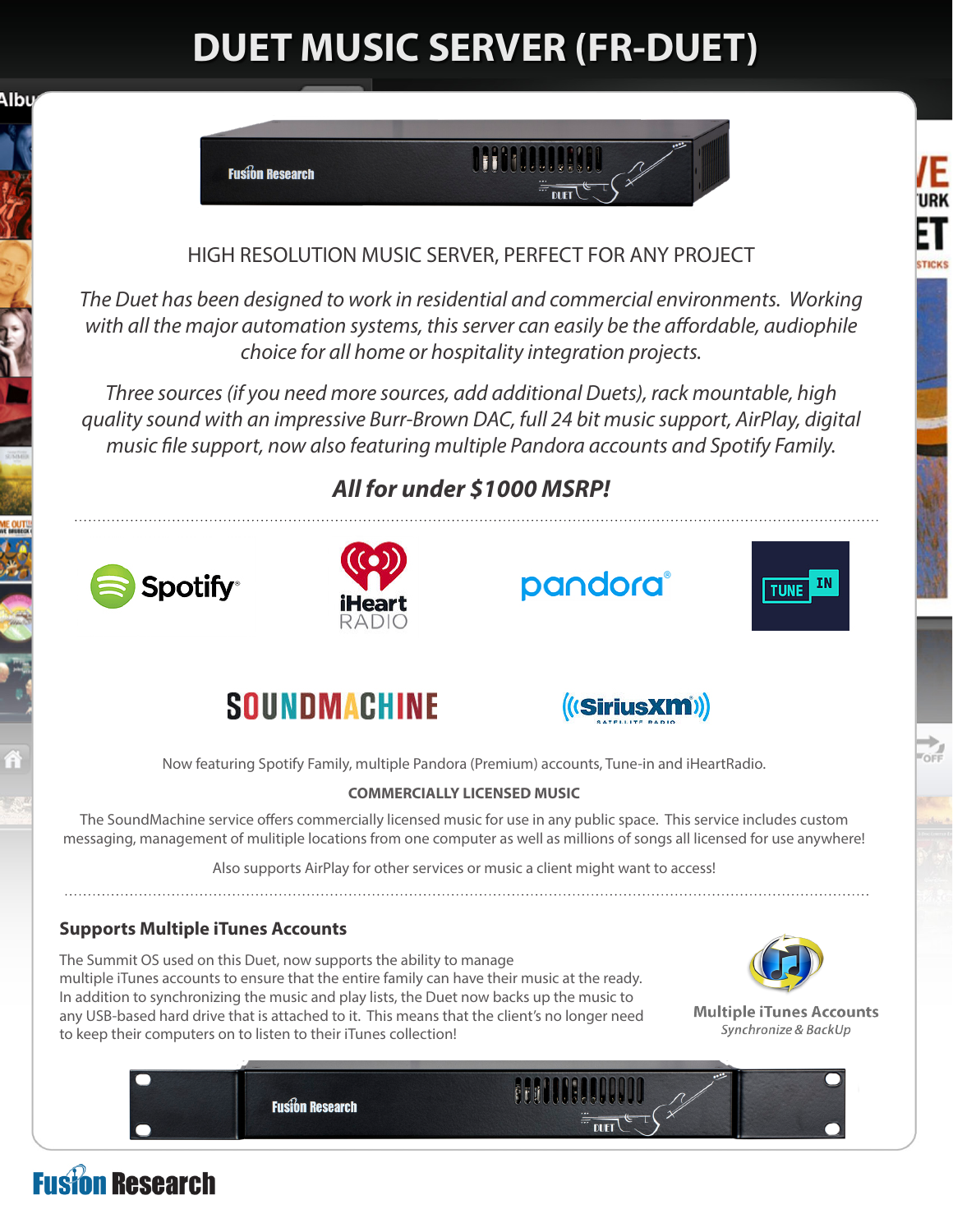# DUET MUSIC SERVER (FR-DUET)

HIGH RESOLUTION MUSIC SERVER, PERFECT FOR ANY PROJECT

*The Duet has been designed to work in residential and commercial environments. Working with all the major automation systems, this server can easily be the affordable, audiophile choice for all home or hospitality integration projects.*

*Three sources (if you need more sources, add additional Duets), rack mountable, high quality sound with an impressive Burr-Brown DAC, full 24 bit music support, AirPlay, digital music file support, now also featuring multiple Pandora accounts and Spotify Family.*

***All for under $1000 MSRP!***

Now featuring Spotify Family, multiple Pandora (Premium) accounts, Tune-in and iHeartRadio.

**COMMERCIALLY LICENSED MUSIC**

The SoundMachine service offers commercially licensed music for use in any public space. This service includes custom messaging, management of mulitiple locations from one computer as well as millions of songs all licensed for use anywhere!

Also supports AirPlay for other services or music a client might want to access!

### Supports Multiple iTunes Accounts

The Summit OS used on this Duet, now supports the ability to manage multiple iTunes accounts to ensure that the entire family can have their music at the ready. In addition to synchronizing the music and play lists, the Duet now backs up the music to any USB-based hard drive that is attached to it. This means that the client's no longer need to keep their computers on to listen to their iTunes collection!

**Multiple iTunes Accounts**
*Synchronize & BackUp*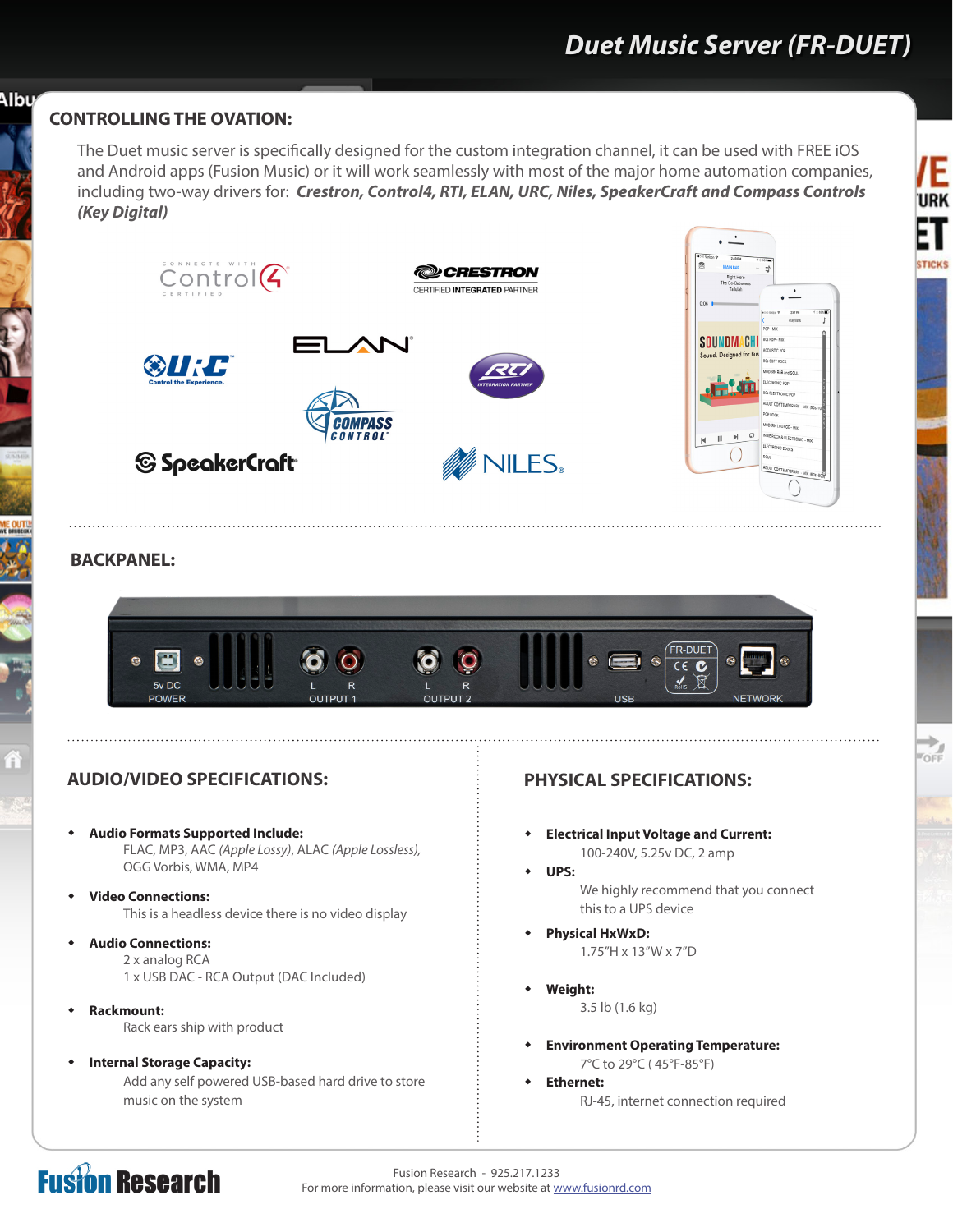# Duet Music Server (FR-DUET)

## CONTROLLING THE OVATION:

The Duet music server is specifically designed for the custom integration channel, it can be used with FREE iOS and Android apps (Fusion Music) or it will work seamlessly with most of the major home automation companies, including two-way drivers for: ***Crestron, Control4, RTI, ELAN, URC, Niles, SpeakerCraft and Compass Controls (Key Digital)***

## BACKPANEL:

5v DC POWER
L R OUTPUT 1
L R OUTPUT 2
USB
FR-DUET
NETWORK

## AUDIO/VIDEO SPECIFICATIONS:

- **Audio Formats Supported Include:**
  FLAC, MP3, AAC *(Apple Lossy)*, ALAC *(Apple Lossless)*, OGG Vorbis, WMA, MP4
- **Video Connections:**
  This is a headless device there is no video display
- **Audio Connections:**
  2 x analog RCA
  1 x USB DAC - RCA Output (DAC Included)
- **Rackmount:**
  Rack ears ship with product
- **Internal Storage Capacity:**
  Add any self powered USB-based hard drive to store music on the system

## PHYSICAL SPECIFICATIONS:

- **Electrical Input Voltage and Current:**
  100-240V, 5.25v DC, 2 amp
- **UPS:**
  We highly recommend that you connect this to a UPS device
- **Physical HxWxD:**
  1.75"H x 13"W x 7"D
- **Weight:**
  3.5 lb (1.6 kg)
- **Environment Operating Temperature:**
  7°C to 29°C ( 45°F-85°F)
- **Ethernet:**
  RJ-45, internet connection required

Fusion Research

Fusion Research - 925.217.1233
For more information, please visit our website at www.fusionrd.com